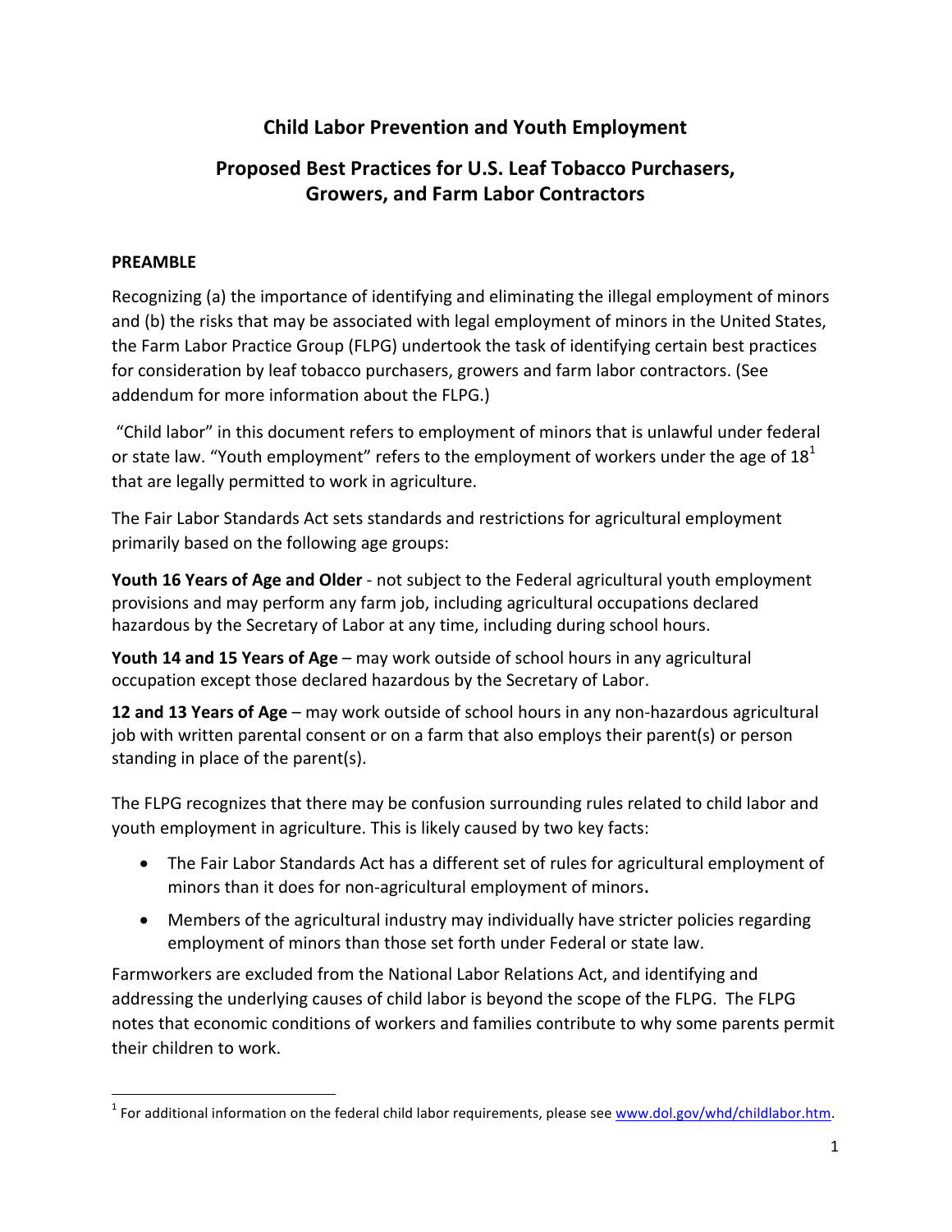# Child Labor Prevention and Youth Employment

## Proposed Best Practices for U.S. Leaf Tobacco Purchasers, Growers, and Farm Labor Contractors

### PREAMBLE

Recognizing (a) the importance of identifying and eliminating the illegal employment of minors and (b) the risks that may be associated with legal employment of minors in the United States, the Farm Labor Practice Group (FLPG) undertook the task of identifying certain best practices for consideration by leaf tobacco purchasers, growers and farm labor contractors. (See addendum for more information about the FLPG.)

"Child labor" in this document refers to employment of minors that is unlawful under federal or state law. "Youth employment" refers to the employment of workers under the age of 18[1] that are legally permitted to work in agriculture.

The Fair Labor Standards Act sets standards and restrictions for agricultural employment primarily based on the following age groups:

**Youth 16 Years of Age and Older** - not subject to the Federal agricultural youth employment provisions and may perform any farm job, including agricultural occupations declared hazardous by the Secretary of Labor at any time, including during school hours.

**Youth 14 and 15 Years of Age** – may work outside of school hours in any agricultural occupation except those declared hazardous by the Secretary of Labor.

**12 and 13 Years of Age** – may work outside of school hours in any non-hazardous agricultural job with written parental consent or on a farm that also employs their parent(s) or person standing in place of the parent(s).

The FLPG recognizes that there may be confusion surrounding rules related to child labor and youth employment in agriculture. This is likely caused by two key facts:

- The Fair Labor Standards Act has a different set of rules for agricultural employment of minors than it does for non-agricultural employment of minors**.**
- Members of the agricultural industry may individually have stricter policies regarding employment of minors than those set forth under Federal or state law.

Farmworkers are excluded from the National Labor Relations Act, and identifying and addressing the underlying causes of child labor is beyond the scope of the FLPG. The FLPG notes that economic conditions of workers and families contribute to why some parents permit their children to work.

---

[1] For additional information on the federal child labor requirements, please see www.dol.gov/whd/childlabor.htm.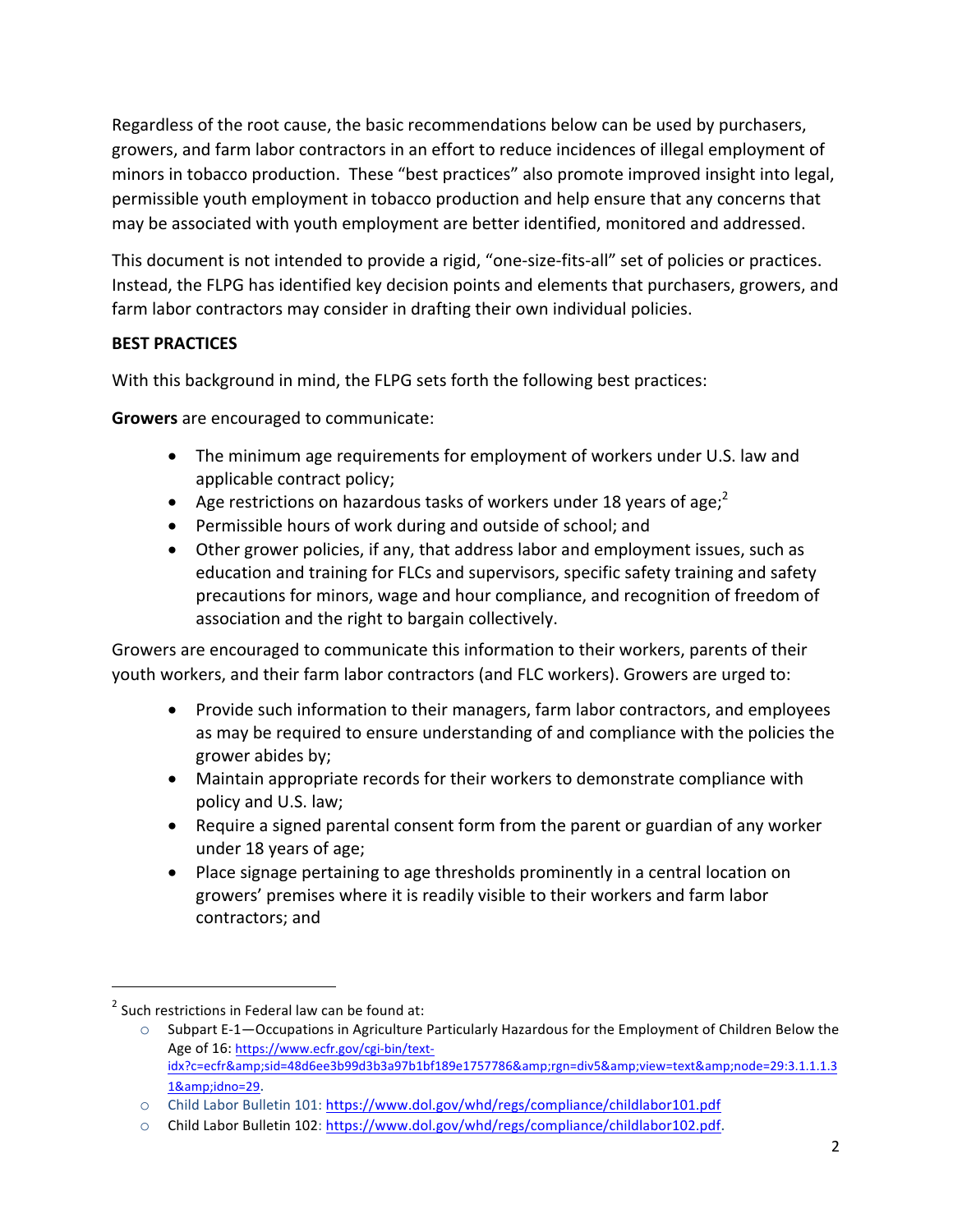Regardless of the root cause, the basic recommendations below can be used by purchasers, growers, and farm labor contractors in an effort to reduce incidences of illegal employment of minors in tobacco production. These "best practices" also promote improved insight into legal, permissible youth employment in tobacco production and help ensure that any concerns that may be associated with youth employment are better identified, monitored and addressed.

This document is not intended to provide a rigid, "one-size-fits-all" set of policies or practices. Instead, the FLPG has identified key decision points and elements that purchasers, growers, and farm labor contractors may consider in drafting their own individual policies.

**BEST PRACTICES**

With this background in mind, the FLPG sets forth the following best practices:

**Growers** are encouraged to communicate:

- The minimum age requirements for employment of workers under U.S. law and applicable contract policy;
- Age restrictions on hazardous tasks of workers under 18 years of age;[2]
- Permissible hours of work during and outside of school; and
- Other grower policies, if any, that address labor and employment issues, such as education and training for FLCs and supervisors, specific safety training and safety precautions for minors, wage and hour compliance, and recognition of freedom of association and the right to bargain collectively.

Growers are encouraged to communicate this information to their workers, parents of their youth workers, and their farm labor contractors (and FLC workers). Growers are urged to:

- Provide such information to their managers, farm labor contractors, and employees as may be required to ensure understanding of and compliance with the policies the grower abides by;
- Maintain appropriate records for their workers to demonstrate compliance with policy and U.S. law;
- Require a signed parental consent form from the parent or guardian of any worker under 18 years of age;
- Place signage pertaining to age thresholds prominently in a central location on growers' premises where it is readily visible to their workers and farm labor contractors; and

---

[2] Such restrictions in Federal law can be found at:

- Subpart E-1—Occupations in Agriculture Particularly Hazardous for the Employment of Children Below the Age of 16: https://www.ecfr.gov/cgi-bin/text-idx?c=ecfr&amp;sid=48d6ee3b99d3b3a97b1bf189e1757786&amp;rgn=div5&amp;view=text&amp;node=29:3.1.1.1.31&amp;idno=29.
- Child Labor Bulletin 101: https://www.dol.gov/whd/regs/compliance/childlabor101.pdf
- Child Labor Bulletin 102: https://www.dol.gov/whd/regs/compliance/childlabor102.pdf.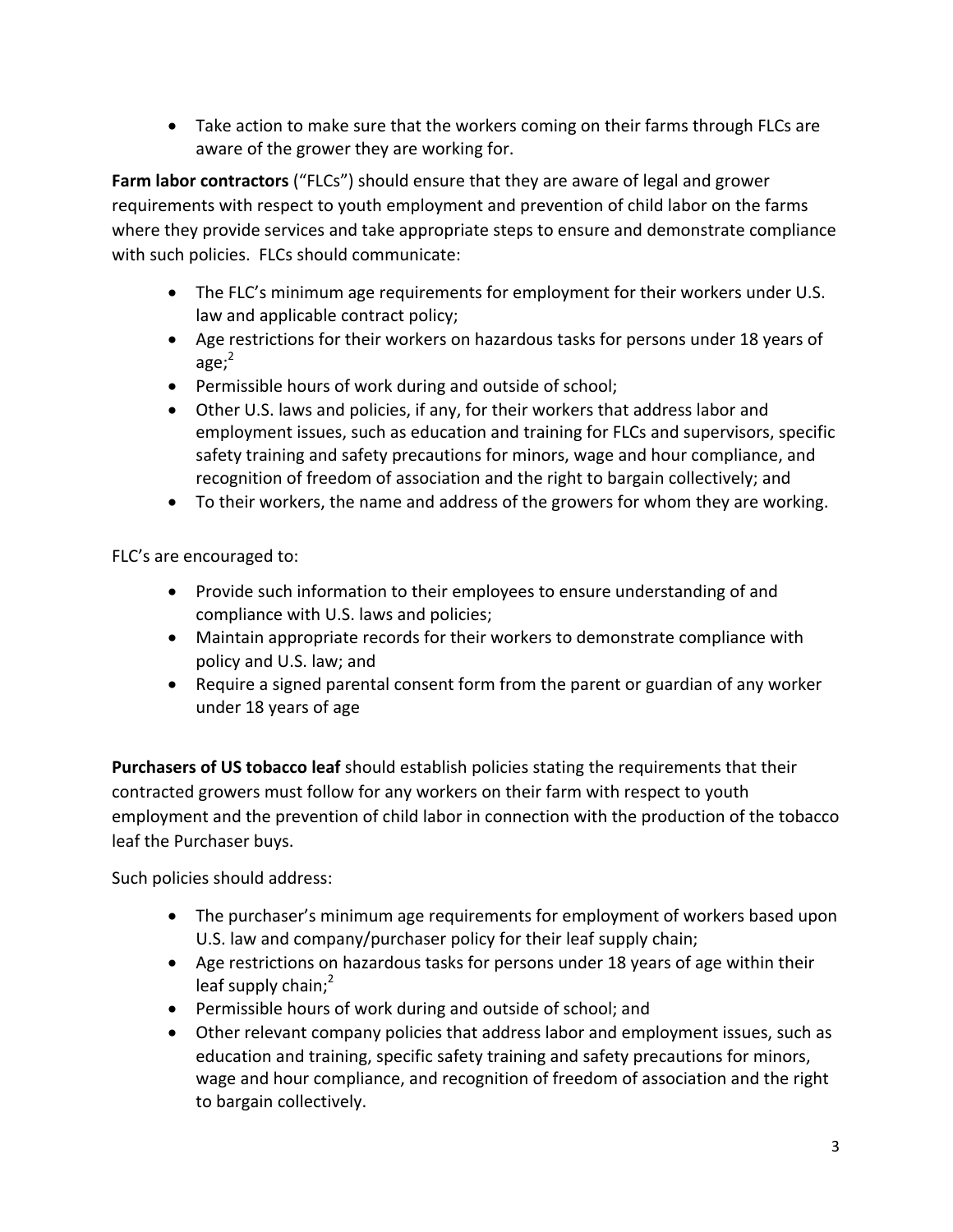- Take action to make sure that the workers coming on their farms through FLCs are aware of the grower they are working for.

**Farm labor contractors** ("FLCs") should ensure that they are aware of legal and grower requirements with respect to youth employment and prevention of child labor on the farms where they provide services and take appropriate steps to ensure and demonstrate compliance with such policies. FLCs should communicate:

- The FLC's minimum age requirements for employment for their workers under U.S. law and applicable contract policy;
- Age restrictions for their workers on hazardous tasks for persons under 18 years of age;[2]
- Permissible hours of work during and outside of school;
- Other U.S. laws and policies, if any, for their workers that address labor and employment issues, such as education and training for FLCs and supervisors, specific safety training and safety precautions for minors, wage and hour compliance, and recognition of freedom of association and the right to bargain collectively; and
- To their workers, the name and address of the growers for whom they are working.

FLC's are encouraged to:

- Provide such information to their employees to ensure understanding of and compliance with U.S. laws and policies;
- Maintain appropriate records for their workers to demonstrate compliance with policy and U.S. law; and
- Require a signed parental consent form from the parent or guardian of any worker under 18 years of age

**Purchasers of US tobacco leaf** should establish policies stating the requirements that their contracted growers must follow for any workers on their farm with respect to youth employment and the prevention of child labor in connection with the production of the tobacco leaf the Purchaser buys.

Such policies should address:

- The purchaser's minimum age requirements for employment of workers based upon U.S. law and company/purchaser policy for their leaf supply chain;
- Age restrictions on hazardous tasks for persons under 18 years of age within their leaf supply chain;[2]
- Permissible hours of work during and outside of school; and
- Other relevant company policies that address labor and employment issues, such as education and training, specific safety training and safety precautions for minors, wage and hour compliance, and recognition of freedom of association and the right to bargain collectively.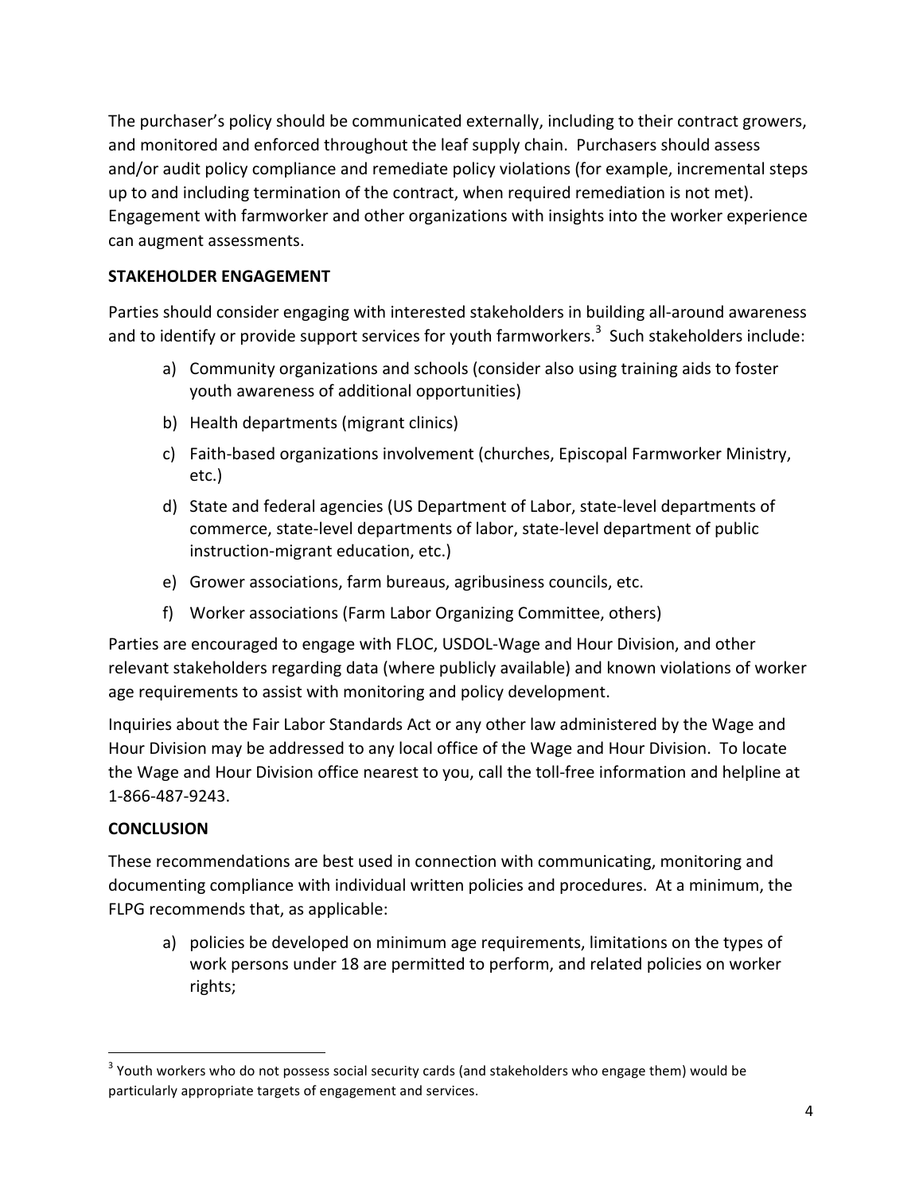The purchaser's policy should be communicated externally, including to their contract growers, and monitored and enforced throughout the leaf supply chain. Purchasers should assess and/or audit policy compliance and remediate policy violations (for example, incremental steps up to and including termination of the contract, when required remediation is not met). Engagement with farmworker and other organizations with insights into the worker experience can augment assessments.

**STAKEHOLDER ENGAGEMENT**

Parties should consider engaging with interested stakeholders in building all-around awareness and to identify or provide support services for youth farmworkers.[3] Such stakeholders include:

a) Community organizations and schools (consider also using training aids to foster youth awareness of additional opportunities)
b) Health departments (migrant clinics)
c) Faith-based organizations involvement (churches, Episcopal Farmworker Ministry, etc.)
d) State and federal agencies (US Department of Labor, state-level departments of commerce, state-level departments of labor, state-level department of public instruction-migrant education, etc.)
e) Grower associations, farm bureaus, agribusiness councils, etc.
f) Worker associations (Farm Labor Organizing Committee, others)

Parties are encouraged to engage with FLOC, USDOL-Wage and Hour Division, and other relevant stakeholders regarding data (where publicly available) and known violations of worker age requirements to assist with monitoring and policy development.

Inquiries about the Fair Labor Standards Act or any other law administered by the Wage and Hour Division may be addressed to any local office of the Wage and Hour Division. To locate the Wage and Hour Division office nearest to you, call the toll-free information and helpline at 1-866-487-9243.

**CONCLUSION**

These recommendations are best used in connection with communicating, monitoring and documenting compliance with individual written policies and procedures. At a minimum, the FLPG recommends that, as applicable:

a) policies be developed on minimum age requirements, limitations on the types of work persons under 18 are permitted to perform, and related policies on worker rights;

[3] Youth workers who do not possess social security cards (and stakeholders who engage them) would be particularly appropriate targets of engagement and services.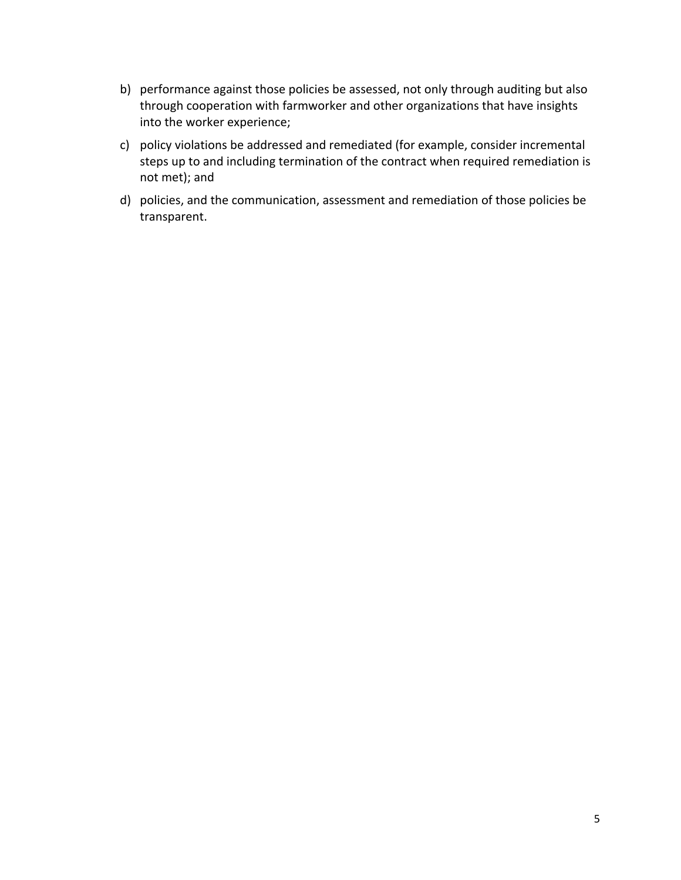b) performance against those policies be assessed, not only through auditing but also through cooperation with farmworker and other organizations that have insights into the worker experience;

c) policy violations be addressed and remediated (for example, consider incremental steps up to and including termination of the contract when required remediation is not met); and

d) policies, and the communication, assessment and remediation of those policies be transparent.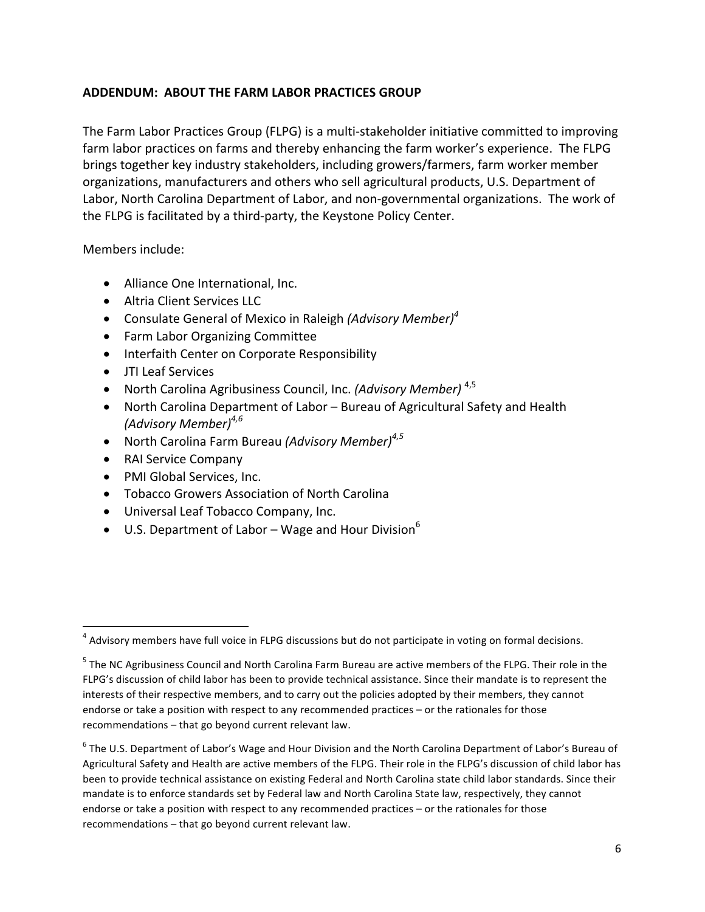**ADDENDUM: ABOUT THE FARM LABOR PRACTICES GROUP**

The Farm Labor Practices Group (FLPG) is a multi-stakeholder initiative committed to improving farm labor practices on farms and thereby enhancing the farm worker's experience. The FLPG brings together key industry stakeholders, including growers/farmers, farm worker member organizations, manufacturers and others who sell agricultural products, U.S. Department of Labor, North Carolina Department of Labor, and non-governmental organizations. The work of the FLPG is facilitated by a third-party, the Keystone Policy Center.

Members include:

- Alliance One International, Inc.
- Altria Client Services LLC
- Consulate General of Mexico in Raleigh *(Advisory Member)*[4]
- Farm Labor Organizing Committee
- Interfaith Center on Corporate Responsibility
- JTI Leaf Services
- North Carolina Agribusiness Council, Inc. *(Advisory Member)* [4,5]
- North Carolina Department of Labor – Bureau of Agricultural Safety and Health *(Advisory Member)*[4,6]
- North Carolina Farm Bureau *(Advisory Member)*[4,5]
- RAI Service Company
- PMI Global Services, Inc.
- Tobacco Growers Association of North Carolina
- Universal Leaf Tobacco Company, Inc.
- U.S. Department of Labor – Wage and Hour Division[6]

---

[4] Advisory members have full voice in FLPG discussions but do not participate in voting on formal decisions.

[5] The NC Agribusiness Council and North Carolina Farm Bureau are active members of the FLPG. Their role in the FLPG's discussion of child labor has been to provide technical assistance. Since their mandate is to represent the interests of their respective members, and to carry out the policies adopted by their members, they cannot endorse or take a position with respect to any recommended practices – or the rationales for those recommendations – that go beyond current relevant law.

[6] The U.S. Department of Labor's Wage and Hour Division and the North Carolina Department of Labor's Bureau of Agricultural Safety and Health are active members of the FLPG. Their role in the FLPG's discussion of child labor has been to provide technical assistance on existing Federal and North Carolina state child labor standards. Since their mandate is to enforce standards set by Federal law and North Carolina State law, respectively, they cannot endorse or take a position with respect to any recommended practices – or the rationales for those recommendations – that go beyond current relevant law.